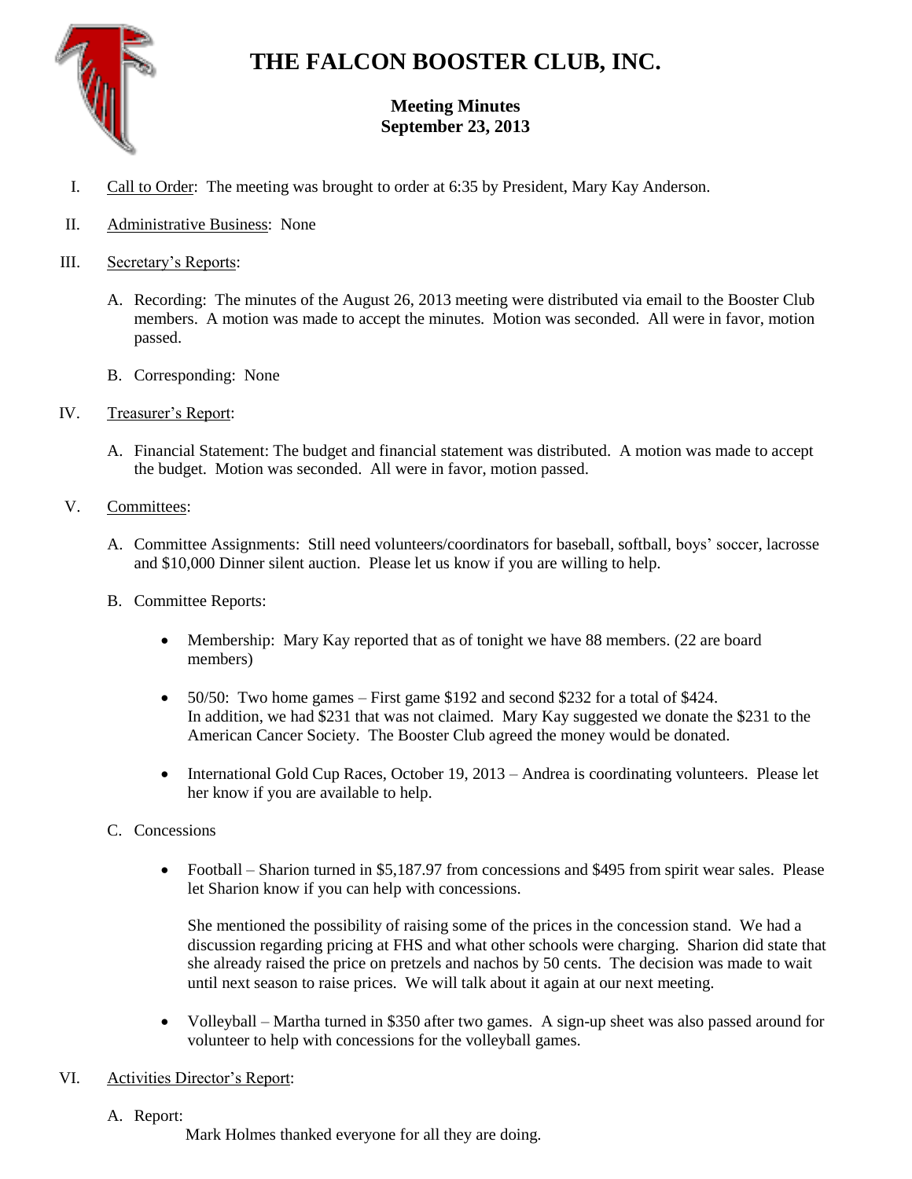# THE FALCON BOOSTER CLUB, INC.

## Meeting Minutes
## September 23, 2013

I. Call to Order: The meeting was brought to order at 6:35 by President, Mary Kay Anderson.

II. Administrative Business: None

III. Secretary's Reports:

   A. Recording: The minutes of the August 26, 2013 meeting were distributed via email to the Booster Club members. A motion was made to accept the minutes. Motion was seconded. All were in favor, motion passed.

   B. Corresponding: None

IV. Treasurer's Report:

   A. Financial Statement: The budget and financial statement was distributed. A motion was made to accept the budget. Motion was seconded. All were in favor, motion passed.

V. Committees:

   A. Committee Assignments: Still need volunteers/coordinators for baseball, softball, boys' soccer, lacrosse and $10,000 Dinner silent auction. Please let us know if you are willing to help.

   B. Committee Reports:

      - Membership: Mary Kay reported that as of tonight we have 88 members. (22 are board members)

      - 50/50: Two home games – First game $192 and second $232 for a total of $424. In addition, we had $231 that was not claimed. Mary Kay suggested we donate the $231 to the American Cancer Society. The Booster Club agreed the money would be donated.

      - International Gold Cup Races, October 19, 2013 – Andrea is coordinating volunteers. Please let her know if you are available to help.

   C. Concessions

      - Football – Sharion turned in $5,187.97 from concessions and $495 from spirit wear sales. Please let Sharion know if you can help with concessions.

        She mentioned the possibility of raising some of the prices in the concession stand. We had a discussion regarding pricing at FHS and what other schools were charging. Sharion did state that she already raised the price on pretzels and nachos by 50 cents. The decision was made to wait until next season to raise prices. We will talk about it again at our next meeting.

      - Volleyball – Martha turned in $350 after two games. A sign-up sheet was also passed around for volunteer to help with concessions for the volleyball games.

VI. Activities Director's Report:

   A. Report:
      Mark Holmes thanked everyone for all they are doing.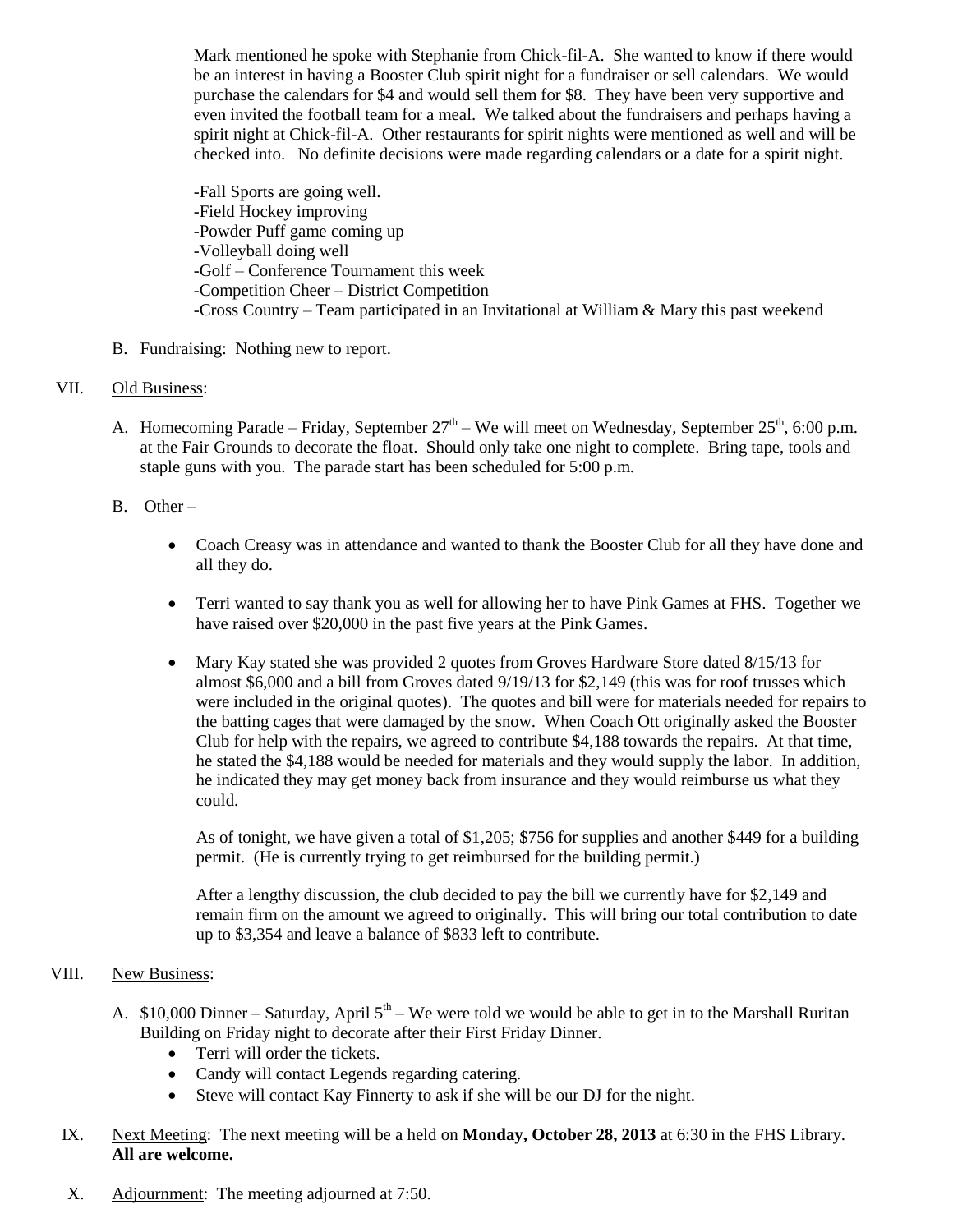Mark mentioned he spoke with Stephanie from Chick-fil-A. She wanted to know if there would be an interest in having a Booster Club spirit night for a fundraiser or sell calendars. We would purchase the calendars for $4 and would sell them for $8. They have been very supportive and even invited the football team for a meal. We talked about the fundraisers and perhaps having a spirit night at Chick-fil-A. Other restaurants for spirit nights were mentioned as well and will be checked into. No definite decisions were made regarding calendars or a date for a spirit night.

-Fall Sports are going well.
-Field Hockey improving
-Powder Puff game coming up
-Volleyball doing well
-Golf – Conference Tournament this week
-Competition Cheer – District Competition
-Cross Country – Team participated in an Invitational at William & Mary this past weekend

B. Fundraising: Nothing new to report.

VII. Old Business:

A. Homecoming Parade – Friday, September 27th – We will meet on Wednesday, September 25th, 6:00 p.m. at the Fair Grounds to decorate the float. Should only take one night to complete. Bring tape, tools and staple guns with you. The parade start has been scheduled for 5:00 p.m.

B. Other –

- Coach Creasy was in attendance and wanted to thank the Booster Club for all they have done and all they do.
- Terri wanted to say thank you as well for allowing her to have Pink Games at FHS. Together we have raised over $20,000 in the past five years at the Pink Games.
- Mary Kay stated she was provided 2 quotes from Groves Hardware Store dated 8/15/13 for almost $6,000 and a bill from Groves dated 9/19/13 for $2,149 (this was for roof trusses which were included in the original quotes). The quotes and bill were for materials needed for repairs to the batting cages that were damaged by the snow. When Coach Ott originally asked the Booster Club for help with the repairs, we agreed to contribute $4,188 towards the repairs. At that time, he stated the $4,188 would be needed for materials and they would supply the labor. In addition, he indicated they may get money back from insurance and they would reimburse us what they could.

  As of tonight, we have given a total of $1,205; $756 for supplies and another $449 for a building permit. (He is currently trying to get reimbursed for the building permit.)

  After a lengthy discussion, the club decided to pay the bill we currently have for $2,149 and remain firm on the amount we agreed to originally. This will bring our total contribution to date up to $3,354 and leave a balance of $833 left to contribute.

VIII. New Business:

A. $10,000 Dinner – Saturday, April 5th – We were told we would be able to get in to the Marshall Ruritan Building on Friday night to decorate after their First Friday Dinner.
   - Terri will order the tickets.
   - Candy will contact Legends regarding catering.
   - Steve will contact Kay Finnerty to ask if she will be our DJ for the night.

IX. Next Meeting: The next meeting will be a held on **Monday, October 28, 2013** at 6:30 in the FHS Library. **All are welcome.**

X. Adjournment: The meeting adjourned at 7:50.